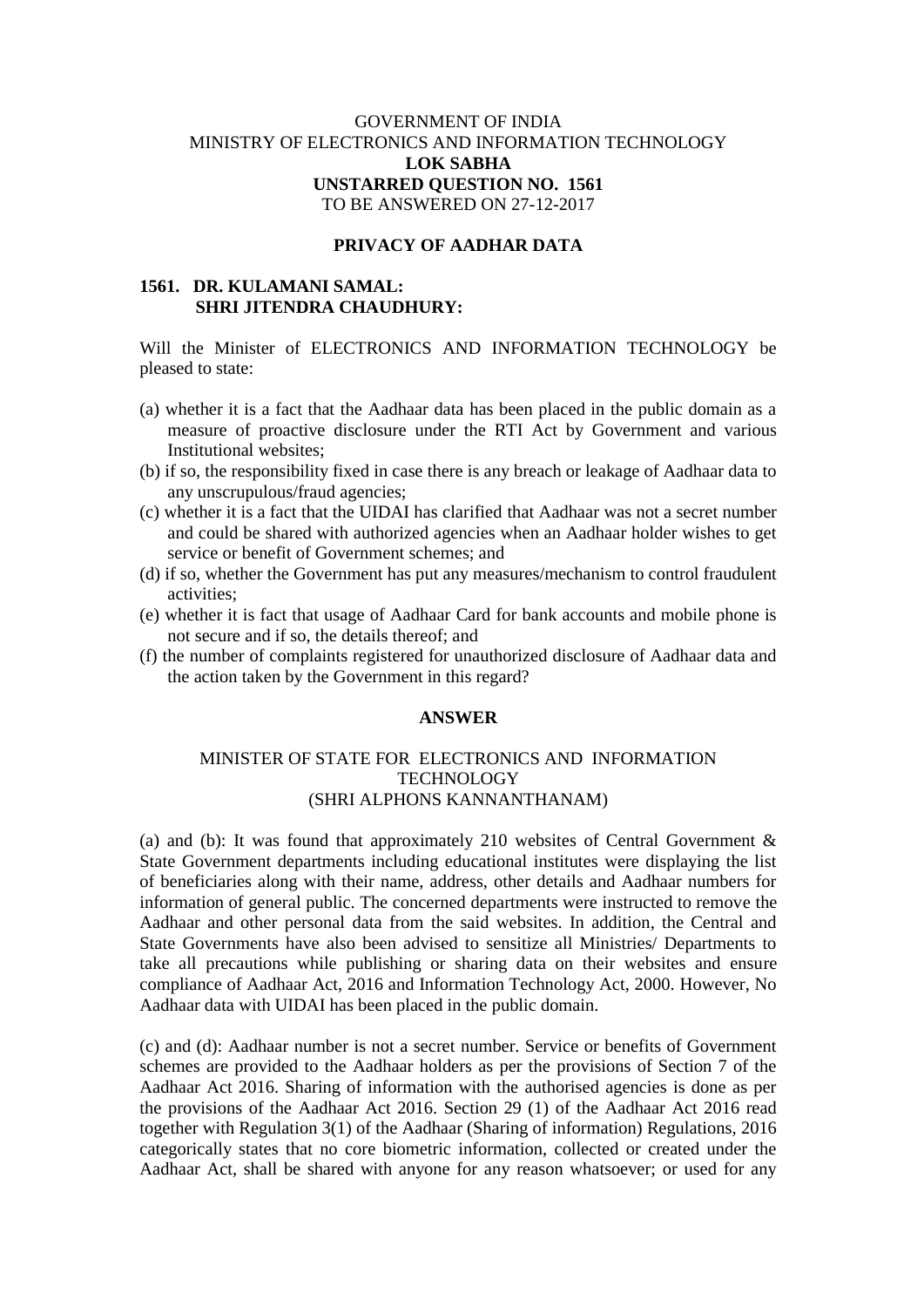GOVERNMENT OF INDIA
MINISTRY OF ELECTRONICS AND INFORMATION TECHNOLOGY
**LOK SABHA**
**UNSTARRED QUESTION NO. 1561**
TO BE ANSWERED ON 27-12-2017

**PRIVACY OF AADHAR DATA**

**1561. DR. KULAMANI SAMAL:**
**SHRI JITENDRA CHAUDHURY:**

Will the Minister of ELECTRONICS AND INFORMATION TECHNOLOGY be pleased to state:

(a) whether it is a fact that the Aadhaar data has been placed in the public domain as a measure of proactive disclosure under the RTI Act by Government and various Institutional websites;
(b) if so, the responsibility fixed in case there is any breach or leakage of Aadhaar data to any unscrupulous/fraud agencies;
(c) whether it is a fact that the UIDAI has clarified that Aadhaar was not a secret number and could be shared with authorized agencies when an Aadhaar holder wishes to get service or benefit of Government schemes; and
(d) if so, whether the Government has put any measures/mechanism to control fraudulent activities;
(e) whether it is fact that usage of Aadhaar Card for bank accounts and mobile phone is not secure and if so, the details thereof; and
(f) the number of complaints registered for unauthorized disclosure of Aadhaar data and the action taken by the Government in this regard?

**ANSWER**

MINISTER OF STATE FOR ELECTRONICS AND INFORMATION TECHNOLOGY
(SHRI ALPHONS KANNANTHANAM)

(a) and (b): It was found that approximately 210 websites of Central Government & State Government departments including educational institutes were displaying the list of beneficiaries along with their name, address, other details and Aadhaar numbers for information of general public. The concerned departments were instructed to remove the Aadhaar and other personal data from the said websites. In addition, the Central and State Governments have also been advised to sensitize all Ministries/ Departments to take all precautions while publishing or sharing data on their websites and ensure compliance of Aadhaar Act, 2016 and Information Technology Act, 2000. However, No Aadhaar data with UIDAI has been placed in the public domain.

(c) and (d): Aadhaar number is not a secret number. Service or benefits of Government schemes are provided to the Aadhaar holders as per the provisions of Section 7 of the Aadhaar Act 2016. Sharing of information with the authorised agencies is done as per the provisions of the Aadhaar Act 2016. Section 29 (1) of the Aadhaar Act 2016 read together with Regulation 3(1) of the Aadhaar (Sharing of information) Regulations, 2016 categorically states that no core biometric information, collected or created under the Aadhaar Act, shall be shared with anyone for any reason whatsoever; or used for any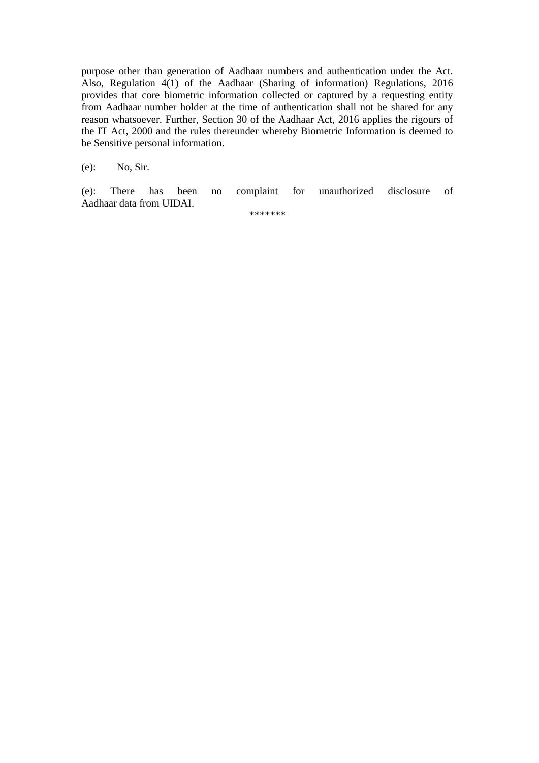purpose other than generation of Aadhaar numbers and authentication under the Act. Also, Regulation 4(1) of the Aadhaar (Sharing of information) Regulations, 2016 provides that core biometric information collected or captured by a requesting entity from Aadhaar number holder at the time of authentication shall not be shared for any reason whatsoever. Further, Section 30 of the Aadhaar Act, 2016 applies the rigours of the IT Act, 2000 and the rules thereunder whereby Biometric Information is deemed to be Sensitive personal information.

(e): No, Sir.

(e): There has been no complaint for unauthorized disclosure of Aadhaar data from UIDAI.

*******